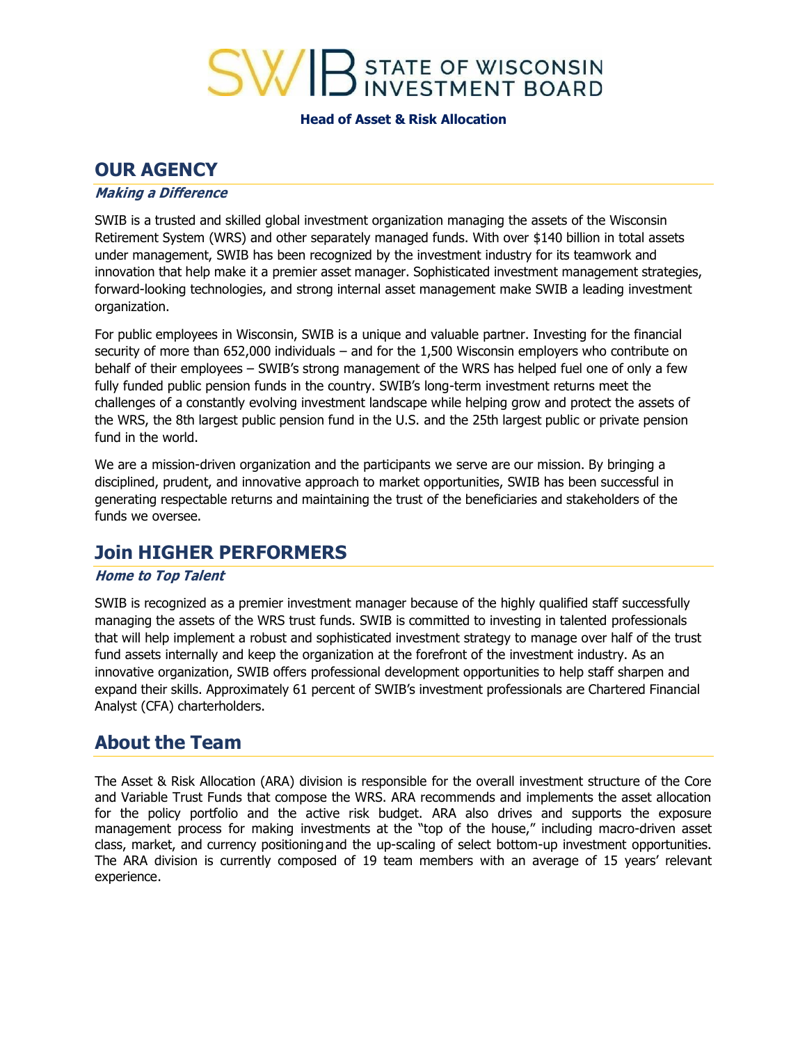# SWIB STATE OF WISCONSIN INVESTMENT BOARD

**Head of Asset & Risk Allocation**

## OUR AGENCY

***Making a Difference***

SWIB is a trusted and skilled global investment organization managing the assets of the Wisconsin Retirement System (WRS) and other separately managed funds. With over $140 billion in total assets under management, SWIB has been recognized by the investment industry for its teamwork and innovation that help make it a premier asset manager. Sophisticated investment management strategies, forward-looking technologies, and strong internal asset management make SWIB a leading investment organization.

For public employees in Wisconsin, SWIB is a unique and valuable partner. Investing for the financial security of more than 652,000 individuals – and for the 1,500 Wisconsin employers who contribute on behalf of their employees – SWIB's strong management of the WRS has helped fuel one of only a few fully funded public pension funds in the country. SWIB's long-term investment returns meet the challenges of a constantly evolving investment landscape while helping grow and protect the assets of the WRS, the 8th largest public pension fund in the U.S. and the 25th largest public or private pension fund in the world.

We are a mission-driven organization and the participants we serve are our mission. By bringing a disciplined, prudent, and innovative approach to market opportunities, SWIB has been successful in generating respectable returns and maintaining the trust of the beneficiaries and stakeholders of the funds we oversee.

## Join HIGHER PERFORMERS

***Home to Top Talent***

SWIB is recognized as a premier investment manager because of the highly qualified staff successfully managing the assets of the WRS trust funds. SWIB is committed to investing in talented professionals that will help implement a robust and sophisticated investment strategy to manage over half of the trust fund assets internally and keep the organization at the forefront of the investment industry. As an innovative organization, SWIB offers professional development opportunities to help staff sharpen and expand their skills. Approximately 61 percent of SWIB's investment professionals are Chartered Financial Analyst (CFA) charterholders.

## About the Team

The Asset & Risk Allocation (ARA) division is responsible for the overall investment structure of the Core and Variable Trust Funds that compose the WRS. ARA recommends and implements the asset allocation for the policy portfolio and the active risk budget. ARA also drives and supports the exposure management process for making investments at the "top of the house," including macro-driven asset class, market, and currency positioning and the up-scaling of select bottom-up investment opportunities. The ARA division is currently composed of 19 team members with an average of 15 years' relevant experience.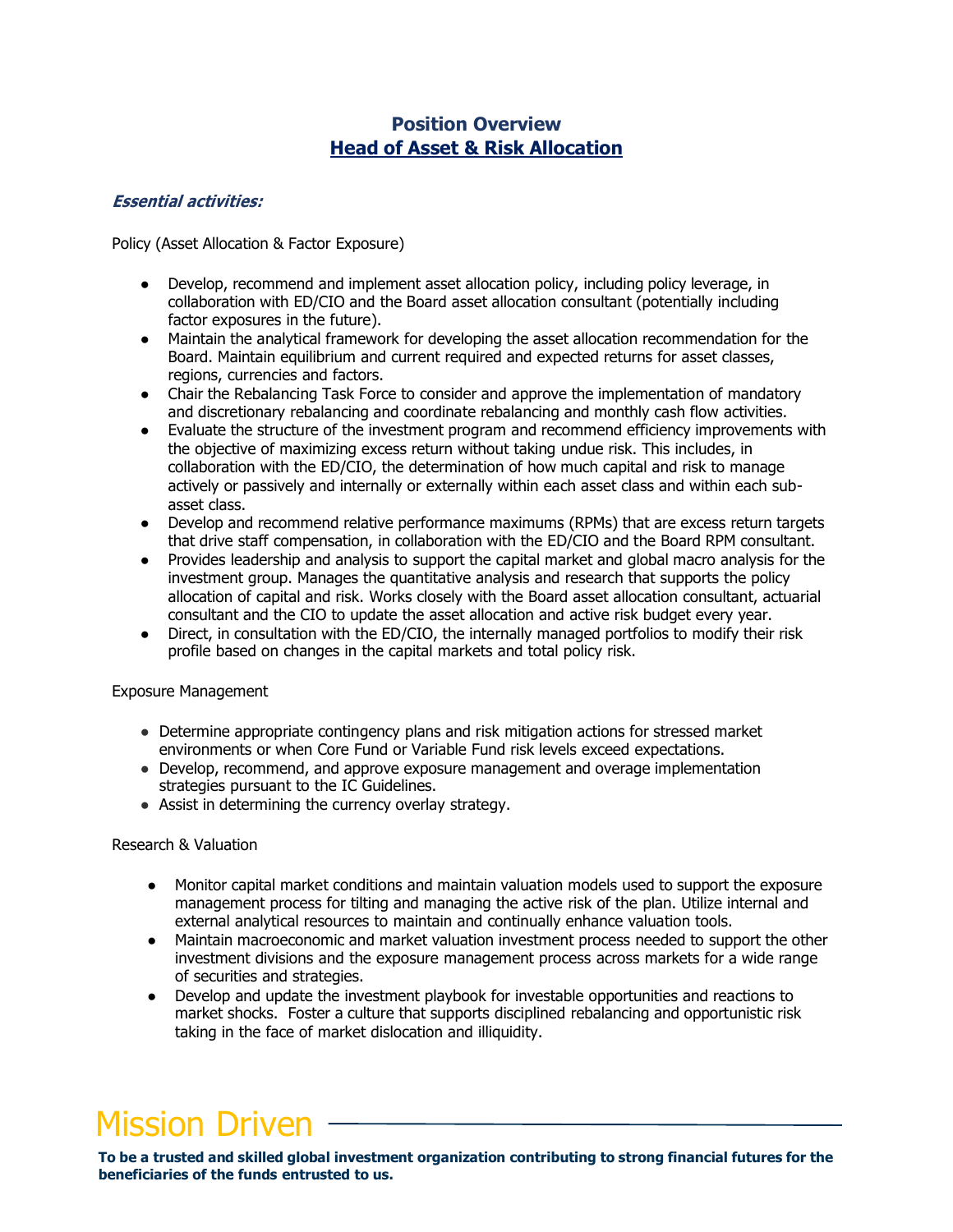## Position Overview
## Head of Asset & Risk Allocation

### *Essential activities:*

Policy (Asset Allocation & Factor Exposure)

- Develop, recommend and implement asset allocation policy, including policy leverage, in collaboration with ED/CIO and the Board asset allocation consultant (potentially including factor exposures in the future).
- Maintain the analytical framework for developing the asset allocation recommendation for the Board. Maintain equilibrium and current required and expected returns for asset classes, regions, currencies and factors.
- Chair the Rebalancing Task Force to consider and approve the implementation of mandatory and discretionary rebalancing and coordinate rebalancing and monthly cash flow activities.
- Evaluate the structure of the investment program and recommend efficiency improvements with the objective of maximizing excess return without taking undue risk. This includes, in collaboration with the ED/CIO, the determination of how much capital and risk to manage actively or passively and internally or externally within each asset class and within each sub-asset class.
- Develop and recommend relative performance maximums (RPMs) that are excess return targets that drive staff compensation, in collaboration with the ED/CIO and the Board RPM consultant.
- Provides leadership and analysis to support the capital market and global macro analysis for the investment group. Manages the quantitative analysis and research that supports the policy allocation of capital and risk. Works closely with the Board asset allocation consultant, actuarial consultant and the CIO to update the asset allocation and active risk budget every year.
- Direct, in consultation with the ED/CIO, the internally managed portfolios to modify their risk profile based on changes in the capital markets and total policy risk.

Exposure Management

- Determine appropriate contingency plans and risk mitigation actions for stressed market environments or when Core Fund or Variable Fund risk levels exceed expectations.
- Develop, recommend, and approve exposure management and overage implementation strategies pursuant to the IC Guidelines.
- Assist in determining the currency overlay strategy.

Research & Valuation

- Monitor capital market conditions and maintain valuation models used to support the exposure management process for tilting and managing the active risk of the plan. Utilize internal and external analytical resources to maintain and continually enhance valuation tools.
- Maintain macroeconomic and market valuation investment process needed to support the other investment divisions and the exposure management process across markets for a wide range of securities and strategies.
- Develop and update the investment playbook for investable opportunities and reactions to market shocks. Foster a culture that supports disciplined rebalancing and opportunistic risk taking in the face of market dislocation and illiquidity.

Mission Driven

**To be a trusted and skilled global investment organization contributing to strong financial futures for the beneficiaries of the funds entrusted to us.**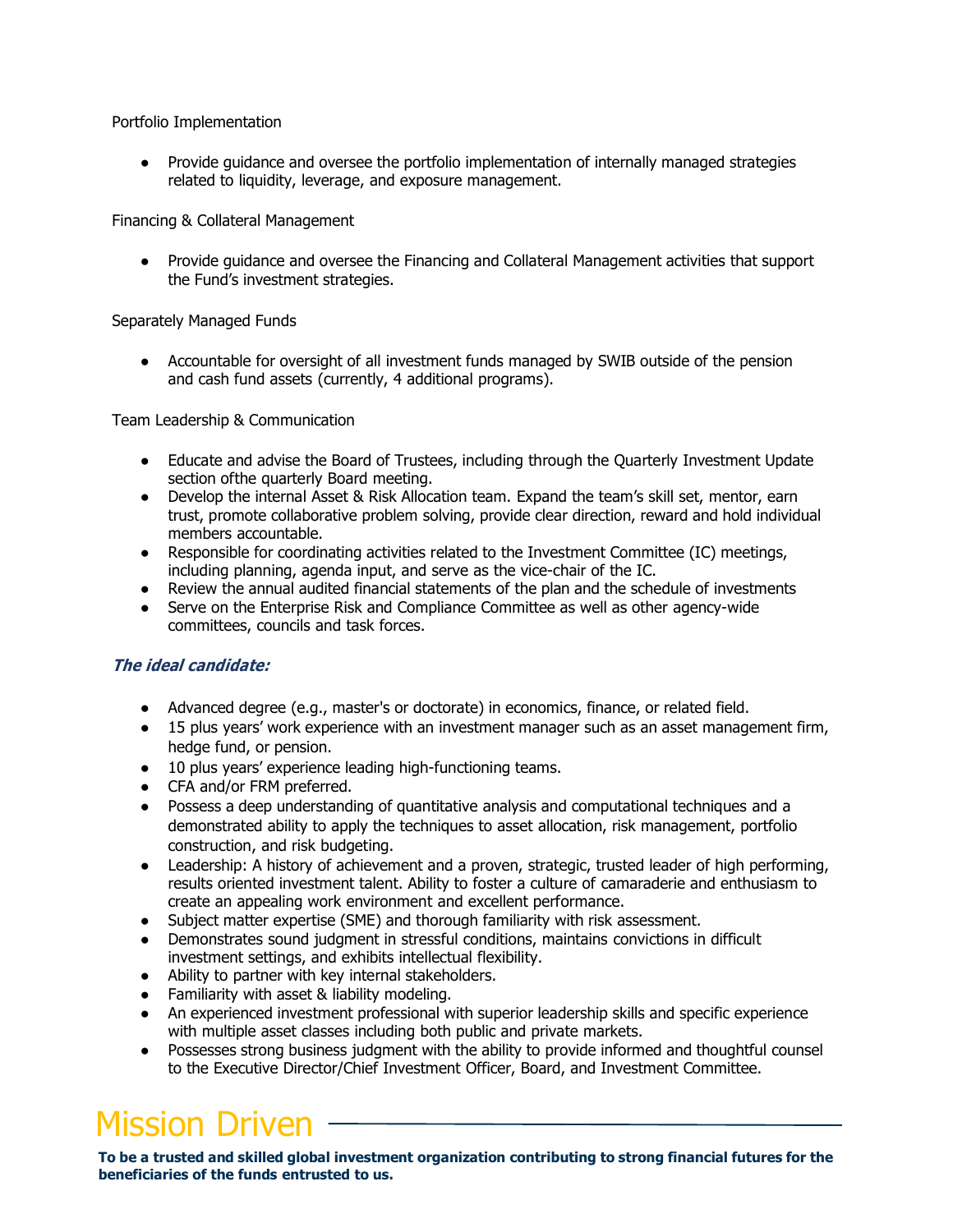Portfolio Implementation

- Provide guidance and oversee the portfolio implementation of internally managed strategies related to liquidity, leverage, and exposure management.

Financing & Collateral Management

- Provide guidance and oversee the Financing and Collateral Management activities that support the Fund's investment strategies.

Separately Managed Funds

- Accountable for oversight of all investment funds managed by SWIB outside of the pension and cash fund assets (currently, 4 additional programs).

Team Leadership & Communication

- Educate and advise the Board of Trustees, including through the Quarterly Investment Update section ofthe quarterly Board meeting.
- Develop the internal Asset & Risk Allocation team. Expand the team's skill set, mentor, earn trust, promote collaborative problem solving, provide clear direction, reward and hold individual members accountable.
- Responsible for coordinating activities related to the Investment Committee (IC) meetings, including planning, agenda input, and serve as the vice-chair of the IC.
- Review the annual audited financial statements of the plan and the schedule of investments
- Serve on the Enterprise Risk and Compliance Committee as well as other agency-wide committees, councils and task forces.

### *The ideal candidate:*

- Advanced degree (e.g., master's or doctorate) in economics, finance, or related field.
- 15 plus years' work experience with an investment manager such as an asset management firm, hedge fund, or pension.
- 10 plus years' experience leading high-functioning teams.
- CFA and/or FRM preferred.
- Possess a deep understanding of quantitative analysis and computational techniques and a demonstrated ability to apply the techniques to asset allocation, risk management, portfolio construction, and risk budgeting.
- Leadership: A history of achievement and a proven, strategic, trusted leader of high performing, results oriented investment talent. Ability to foster a culture of camaraderie and enthusiasm to create an appealing work environment and excellent performance.
- Subject matter expertise (SME) and thorough familiarity with risk assessment.
- Demonstrates sound judgment in stressful conditions, maintains convictions in difficult investment settings, and exhibits intellectual flexibility.
- Ability to partner with key internal stakeholders.
- Familiarity with asset & liability modeling.
- An experienced investment professional with superior leadership skills and specific experience with multiple asset classes including both public and private markets.
- Possesses strong business judgment with the ability to provide informed and thoughtful counsel to the Executive Director/Chief Investment Officer, Board, and Investment Committee.

# Mission Driven

**To be a trusted and skilled global investment organization contributing to strong financial futures for the beneficiaries of the funds entrusted to us.**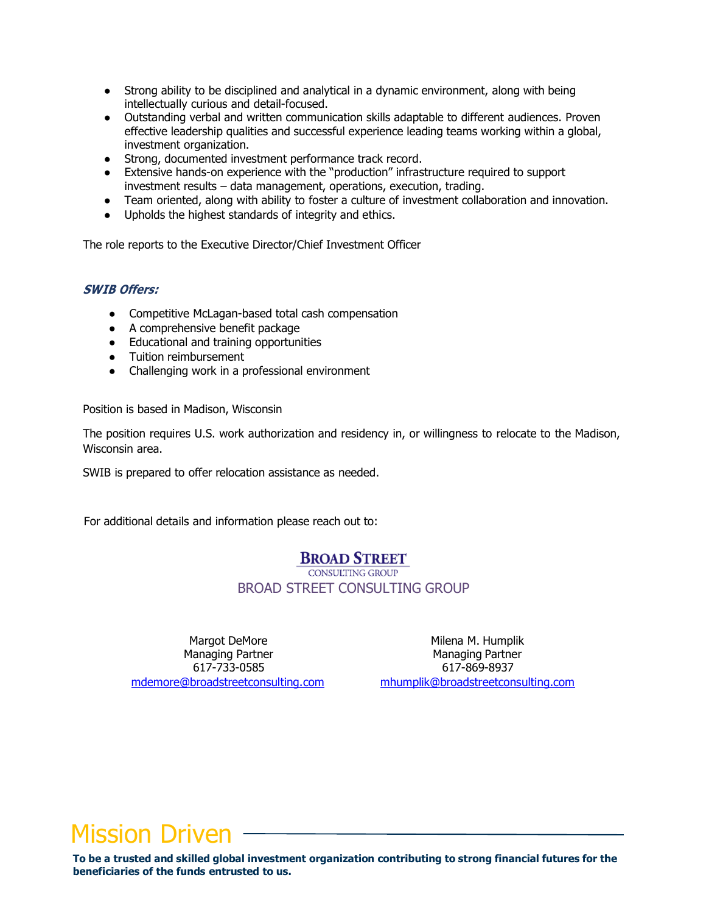- Strong ability to be disciplined and analytical in a dynamic environment, along with being intellectually curious and detail-focused.
- Outstanding verbal and written communication skills adaptable to different audiences. Proven effective leadership qualities and successful experience leading teams working within a global, investment organization.
- Strong, documented investment performance track record.
- Extensive hands-on experience with the "production" infrastructure required to support investment results – data management, operations, execution, trading.
- Team oriented, along with ability to foster a culture of investment collaboration and innovation.
- Upholds the highest standards of integrity and ethics.

The role reports to the Executive Director/Chief Investment Officer

***SWIB Offers:***

- Competitive McLagan-based total cash compensation
- A comprehensive benefit package
- Educational and training opportunities
- Tuition reimbursement
- Challenging work in a professional environment

Position is based in Madison, Wisconsin

The position requires U.S. work authorization and residency in, or willingness to relocate to the Madison, Wisconsin area.

SWIB is prepared to offer relocation assistance as needed.

For additional details and information please reach out to:

BROAD STREET
CONSULTING GROUP

BROAD STREET CONSULTING GROUP

Margot DeMore
Managing Partner
617-733-0585
mdemore@broadstreetconsulting.com

Milena M. Humplik
Managing Partner
617-869-8937
mhumplik@broadstreetconsulting.com

## Mission Driven

**To be a trusted and skilled global investment organization contributing to strong financial futures for the beneficiaries of the funds entrusted to us.**